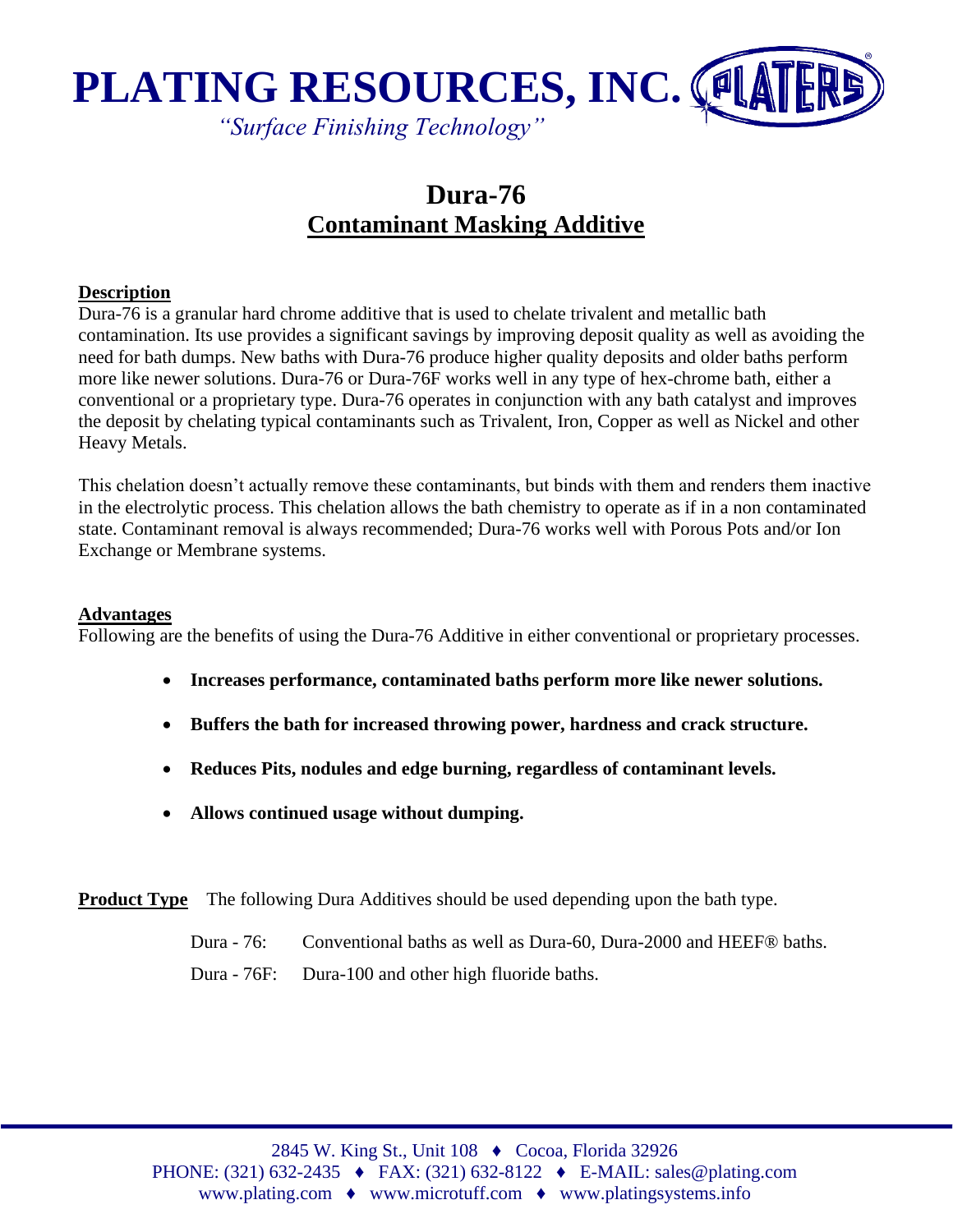# PLATING RESOURCES, INC.

*"Surface Finishing Technology"*

## Dura-76
## Contaminant Masking Additive

**Description**

Dura-76 is a granular hard chrome additive that is used to chelate trivalent and metallic bath contamination. Its use provides a significant savings by improving deposit quality as well as avoiding the need for bath dumps. New baths with Dura-76 produce higher quality deposits and older baths perform more like newer solutions. Dura-76 or Dura-76F works well in any type of hex-chrome bath, either a conventional or a proprietary type. Dura-76 operates in conjunction with any bath catalyst and improves the deposit by chelating typical contaminants such as Trivalent, Iron, Copper as well as Nickel and other Heavy Metals.

This chelation doesn't actually remove these contaminants, but binds with them and renders them inactive in the electrolytic process. This chelation allows the bath chemistry to operate as if in a non contaminated state. Contaminant removal is always recommended; Dura-76 works well with Porous Pots and/or Ion Exchange or Membrane systems.

**Advantages**

Following are the benefits of using the Dura-76 Additive in either conventional or proprietary processes.

- **Increases performance, contaminated baths perform more like newer solutions.**
- **Buffers the bath for increased throwing power, hardness and crack structure.**
- **Reduces Pits, nodules and edge burning, regardless of contaminant levels.**
- **Allows continued usage without dumping.**

**Product Type** The following Dura Additives should be used depending upon the bath type.

Dura - 76: Conventional baths as well as Dura-60, Dura-2000 and HEEF® baths.

Dura - 76F: Dura-100 and other high fluoride baths.

2845 W. King St., Unit 108 ♦ Cocoa, Florida 32926
PHONE: (321) 632-2435 ♦ FAX: (321) 632-8122 ♦ E-MAIL: sales@plating.com
www.plating.com ♦ www.microtuff.com ♦ www.platingsystems.info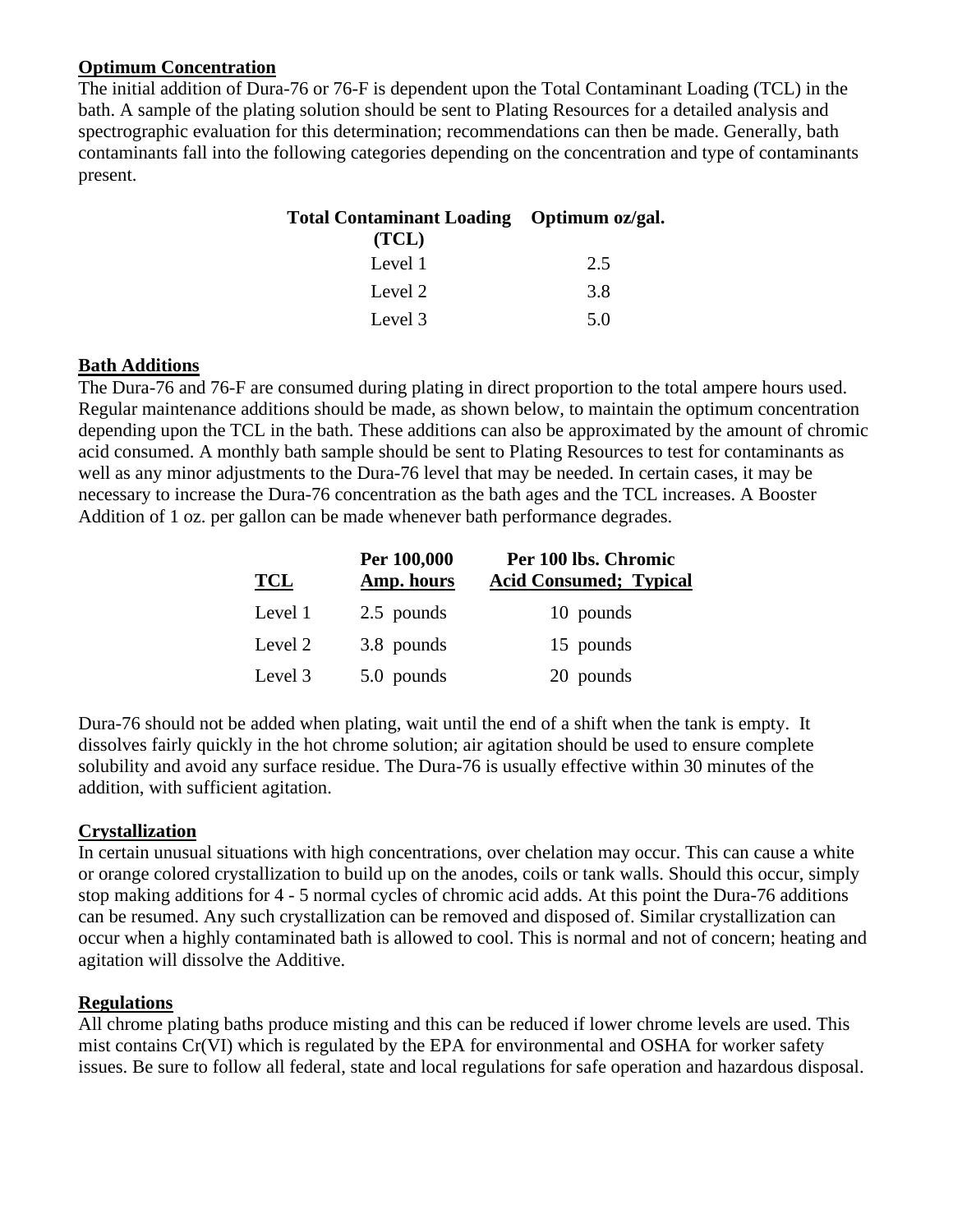## Optimum Concentration

The initial addition of Dura-76 or 76-F is dependent upon the Total Contaminant Loading (TCL) in the bath. A sample of the plating solution should be sent to Plating Resources for a detailed analysis and spectrographic evaluation for this determination; recommendations can then be made. Generally, bath contaminants fall into the following categories depending on the concentration and type of contaminants present.

| Total Contaminant Loading (TCL) | Optimum oz/gal. |
|---|---|
| Level 1 | 2.5 |
| Level 2 | 3.8 |
| Level 3 | 5.0 |

## Bath Additions

The Dura-76 and 76-F are consumed during plating in direct proportion to the total ampere hours used. Regular maintenance additions should be made, as shown below, to maintain the optimum concentration depending upon the TCL in the bath. These additions can also be approximated by the amount of chromic acid consumed. A monthly bath sample should be sent to Plating Resources to test for contaminants as well as any minor adjustments to the Dura-76 level that may be needed. In certain cases, it may be necessary to increase the Dura-76 concentration as the bath ages and the TCL increases. A Booster Addition of 1 oz. per gallon can be made whenever bath performance degrades.

| TCL | Per 100,000 Amp. hours | Per 100 lbs. Chromic Acid Consumed; Typical |
|---|---|---|
| Level 1 | 2.5 pounds | 10 pounds |
| Level 2 | 3.8 pounds | 15 pounds |
| Level 3 | 5.0 pounds | 20 pounds |

Dura-76 should not be added when plating, wait until the end of a shift when the tank is empty. It dissolves fairly quickly in the hot chrome solution; air agitation should be used to ensure complete solubility and avoid any surface residue. The Dura-76 is usually effective within 30 minutes of the addition, with sufficient agitation.

## Crystallization

In certain unusual situations with high concentrations, over chelation may occur. This can cause a white or orange colored crystallization to build up on the anodes, coils or tank walls. Should this occur, simply stop making additions for 4 - 5 normal cycles of chromic acid adds. At this point the Dura-76 additions can be resumed. Any such crystallization can be removed and disposed of. Similar crystallization can occur when a highly contaminated bath is allowed to cool. This is normal and not of concern; heating and agitation will dissolve the Additive.

## Regulations

All chrome plating baths produce misting and this can be reduced if lower chrome levels are used. This mist contains Cr(VI) which is regulated by the EPA for environmental and OSHA for worker safety issues. Be sure to follow all federal, state and local regulations for safe operation and hazardous disposal.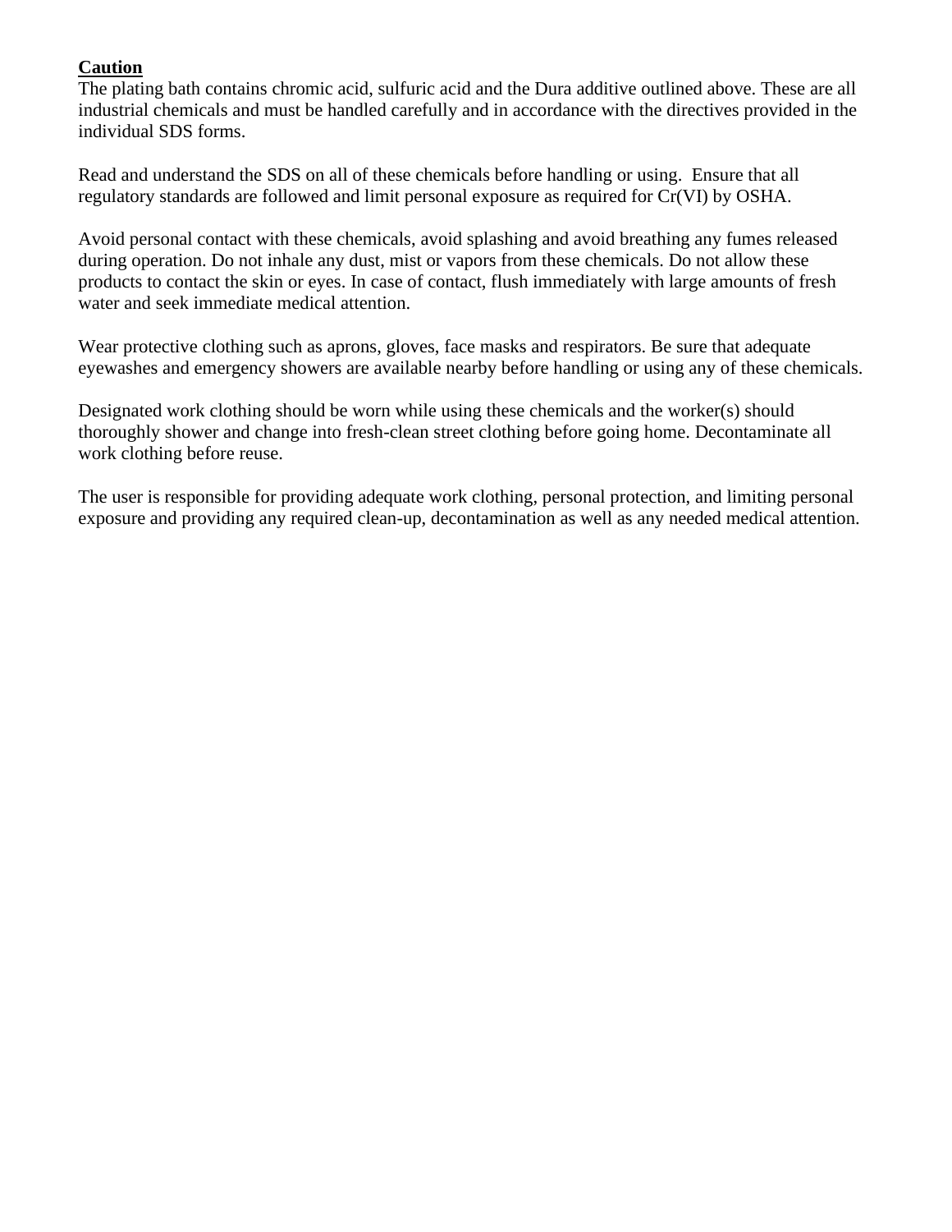**Caution**

The plating bath contains chromic acid, sulfuric acid and the Dura additive outlined above. These are all industrial chemicals and must be handled carefully and in accordance with the directives provided in the individual SDS forms.

Read and understand the SDS on all of these chemicals before handling or using. Ensure that all regulatory standards are followed and limit personal exposure as required for Cr(VI) by OSHA.

Avoid personal contact with these chemicals, avoid splashing and avoid breathing any fumes released during operation. Do not inhale any dust, mist or vapors from these chemicals. Do not allow these products to contact the skin or eyes. In case of contact, flush immediately with large amounts of fresh water and seek immediate medical attention.

Wear protective clothing such as aprons, gloves, face masks and respirators. Be sure that adequate eyewashes and emergency showers are available nearby before handling or using any of these chemicals.

Designated work clothing should be worn while using these chemicals and the worker(s) should thoroughly shower and change into fresh-clean street clothing before going home. Decontaminate all work clothing before reuse.

The user is responsible for providing adequate work clothing, personal protection, and limiting personal exposure and providing any required clean-up, decontamination as well as any needed medical attention.